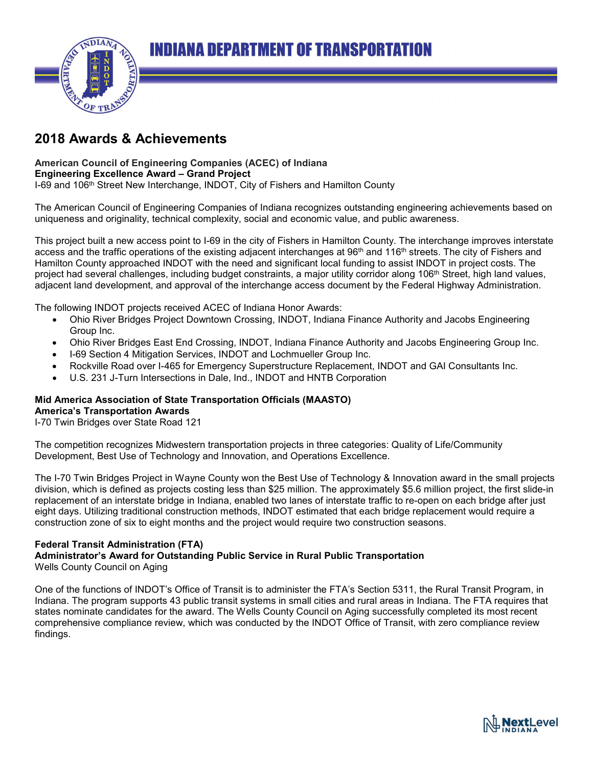# INDIANA DEPARTMENT OF TRANSPORTATION

## 2018 Awards & Achievements

**American Council of Engineering Companies (ACEC) of Indiana**
**Engineering Excellence Award – Grand Project**
I-69 and 106th Street New Interchange, INDOT, City of Fishers and Hamilton County

The American Council of Engineering Companies of Indiana recognizes outstanding engineering achievements based on uniqueness and originality, technical complexity, social and economic value, and public awareness.

This project built a new access point to I-69 in the city of Fishers in Hamilton County. The interchange improves interstate access and the traffic operations of the existing adjacent interchanges at 96th and 116th streets. The city of Fishers and Hamilton County approached INDOT with the need and significant local funding to assist INDOT in project costs. The project had several challenges, including budget constraints, a major utility corridor along 106th Street, high land values, adjacent land development, and approval of the interchange access document by the Federal Highway Administration.

The following INDOT projects received ACEC of Indiana Honor Awards:

- Ohio River Bridges Project Downtown Crossing, INDOT, Indiana Finance Authority and Jacobs Engineering Group Inc.
- Ohio River Bridges East End Crossing, INDOT, Indiana Finance Authority and Jacobs Engineering Group Inc.
- I-69 Section 4 Mitigation Services, INDOT and Lochmueller Group Inc.
- Rockville Road over I-465 for Emergency Superstructure Replacement, INDOT and GAI Consultants Inc.
- U.S. 231 J-Turn Intersections in Dale, Ind., INDOT and HNTB Corporation

**Mid America Association of State Transportation Officials (MAASTO)**
**America's Transportation Awards**
I-70 Twin Bridges over State Road 121

The competition recognizes Midwestern transportation projects in three categories: Quality of Life/Community Development, Best Use of Technology and Innovation, and Operations Excellence.

The I-70 Twin Bridges Project in Wayne County won the Best Use of Technology & Innovation award in the small projects division, which is defined as projects costing less than $25 million. The approximately $5.6 million project, the first slide-in replacement of an interstate bridge in Indiana, enabled two lanes of interstate traffic to re-open on each bridge after just eight days. Utilizing traditional construction methods, INDOT estimated that each bridge replacement would require a construction zone of six to eight months and the project would require two construction seasons.

**Federal Transit Administration (FTA)**
**Administrator's Award for Outstanding Public Service in Rural Public Transportation**
Wells County Council on Aging

One of the functions of INDOT's Office of Transit is to administer the FTA's Section 5311, the Rural Transit Program, in Indiana. The program supports 43 public transit systems in small cities and rural areas in Indiana. The FTA requires that states nominate candidates for the award. The Wells County Council on Aging successfully completed its most recent comprehensive compliance review, which was conducted by the INDOT Office of Transit, with zero compliance review findings.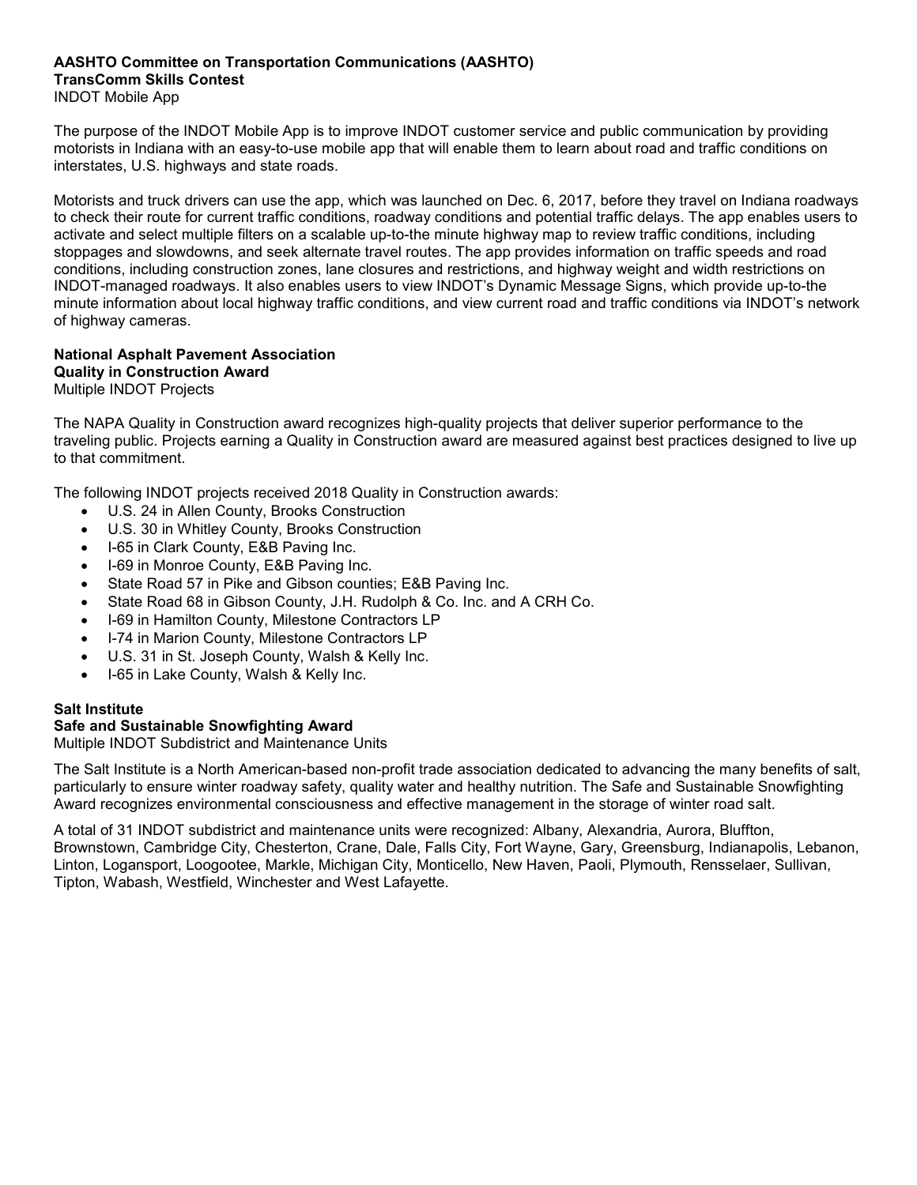**AASHTO Committee on Transportation Communications (AASHTO)**
**TransComm Skills Contest**
INDOT Mobile App

The purpose of the INDOT Mobile App is to improve INDOT customer service and public communication by providing motorists in Indiana with an easy-to-use mobile app that will enable them to learn about road and traffic conditions on interstates, U.S. highways and state roads.

Motorists and truck drivers can use the app, which was launched on Dec. 6, 2017, before they travel on Indiana roadways to check their route for current traffic conditions, roadway conditions and potential traffic delays. The app enables users to activate and select multiple filters on a scalable up-to-the minute highway map to review traffic conditions, including stoppages and slowdowns, and seek alternate travel routes. The app provides information on traffic speeds and road conditions, including construction zones, lane closures and restrictions, and highway weight and width restrictions on INDOT-managed roadways. It also enables users to view INDOT's Dynamic Message Signs, which provide up-to-the minute information about local highway traffic conditions, and view current road and traffic conditions via INDOT's network of highway cameras.

**National Asphalt Pavement Association**
**Quality in Construction Award**
Multiple INDOT Projects

The NAPA Quality in Construction award recognizes high-quality projects that deliver superior performance to the traveling public. Projects earning a Quality in Construction award are measured against best practices designed to live up to that commitment.

The following INDOT projects received 2018 Quality in Construction awards:

- U.S. 24 in Allen County, Brooks Construction
- U.S. 30 in Whitley County, Brooks Construction
- I-65 in Clark County, E&B Paving Inc.
- I-69 in Monroe County, E&B Paving Inc.
- State Road 57 in Pike and Gibson counties; E&B Paving Inc.
- State Road 68 in Gibson County, J.H. Rudolph & Co. Inc. and A CRH Co.
- I-69 in Hamilton County, Milestone Contractors LP
- I-74 in Marion County, Milestone Contractors LP
- U.S. 31 in St. Joseph County, Walsh & Kelly Inc.
- I-65 in Lake County, Walsh & Kelly Inc.

**Salt Institute**
**Safe and Sustainable Snowfighting Award**
Multiple INDOT Subdistrict and Maintenance Units

The Salt Institute is a North American-based non-profit trade association dedicated to advancing the many benefits of salt, particularly to ensure winter roadway safety, quality water and healthy nutrition. The Safe and Sustainable Snowfighting Award recognizes environmental consciousness and effective management in the storage of winter road salt.

A total of 31 INDOT subdistrict and maintenance units were recognized: Albany, Alexandria, Aurora, Bluffton, Brownstown, Cambridge City, Chesterton, Crane, Dale, Falls City, Fort Wayne, Gary, Greensburg, Indianapolis, Lebanon, Linton, Logansport, Loogootee, Markle, Michigan City, Monticello, New Haven, Paoli, Plymouth, Rensselaer, Sullivan, Tipton, Wabash, Westfield, Winchester and West Lafayette.